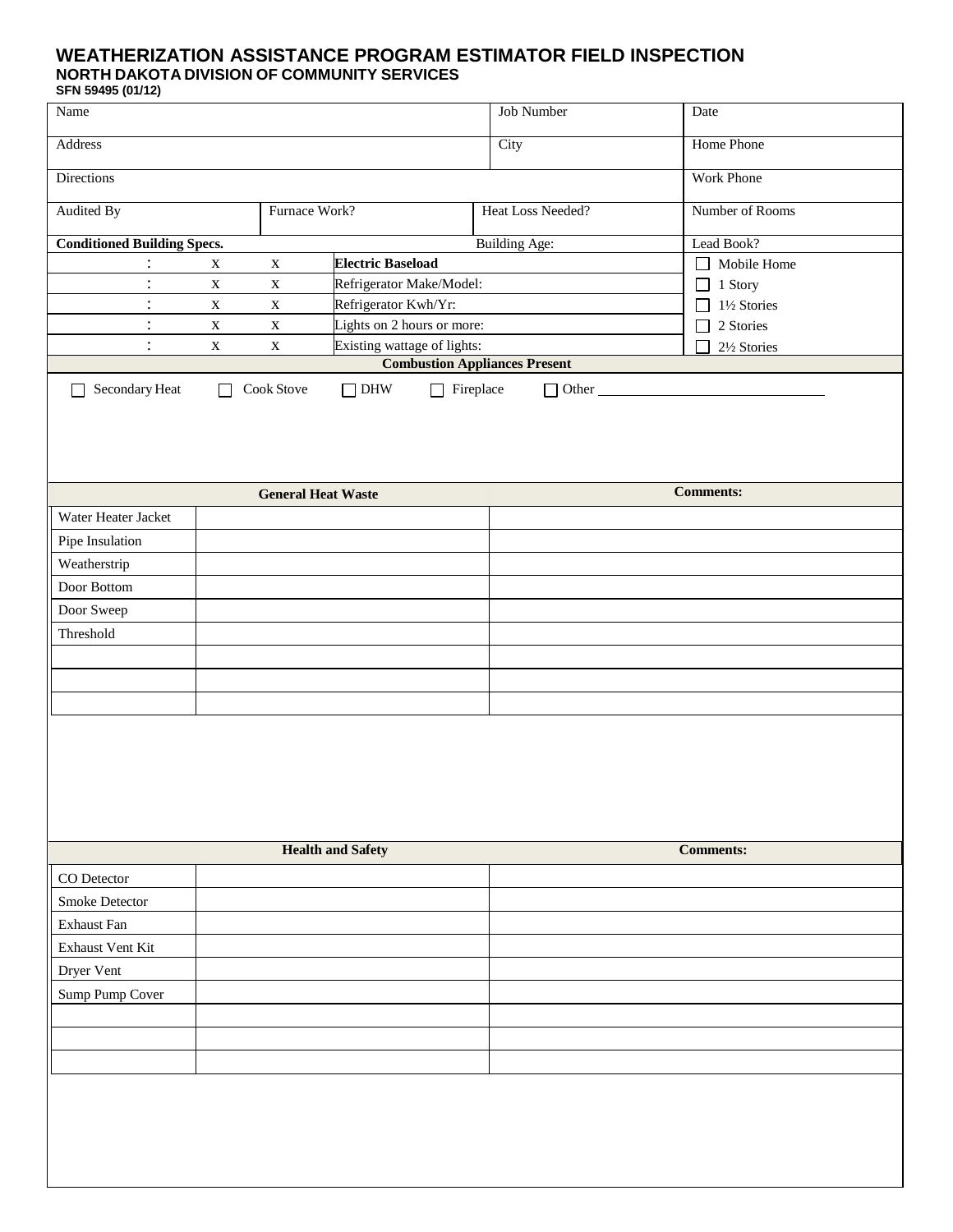# WEATHERIZATION ASSISTANCE PROGRAM ESTIMATOR FIELD INSPECTION

**NORTH DAKOTA DIVISION OF COMMUNITY SERVICES**

**SFN 59495 (01/12)**

| Name | | | Job Number | Date |
|---|---|---|---|---|
| Address | | | City | Home Phone |
| Directions | | | | Work Phone |
| Audited By | Furnace Work? | Heat Loss Needed? | | Number of Rooms |

| **Conditioned Building Specs.** | | | | Building Age: | Lead Book? |
|---|---|---|---|---|---|
| : | x | x | **Electric Baseload** | | ☐ Mobile Home |
| : | x | x | Refrigerator Make/Model: | | ☐ 1 Story |
| : | x | x | Refrigerator Kwh/Yr: | | ☐ 1½ Stories |
| : | x | x | Lights on 2 hours or more: | | ☐ 2 Stories |
| : | x | x | Existing wattage of lights: | | ☐ 2½ Stories |

**Combustion Appliances Present**

☐ Secondary Heat ☐ Cook Stove ☐ DHW ☐ Fireplace ☐ Other ______________________

| General Heat Waste | | Comments: |
|---|---|---|
| Water Heater Jacket | | |
| Pipe Insulation | | |
| Weatherstrip | | |
| Door Bottom | | |
| Door Sweep | | |
| Threshold | | |
| | | |
| | | |
| | | |

| Health and Safety | | Comments: |
|---|---|---|
| CO Detector | | |
| Smoke Detector | | |
| Exhaust Fan | | |
| Exhaust Vent Kit | | |
| Dryer Vent | | |
| Sump Pump Cover | | |
| | | |
| | | |
| | | |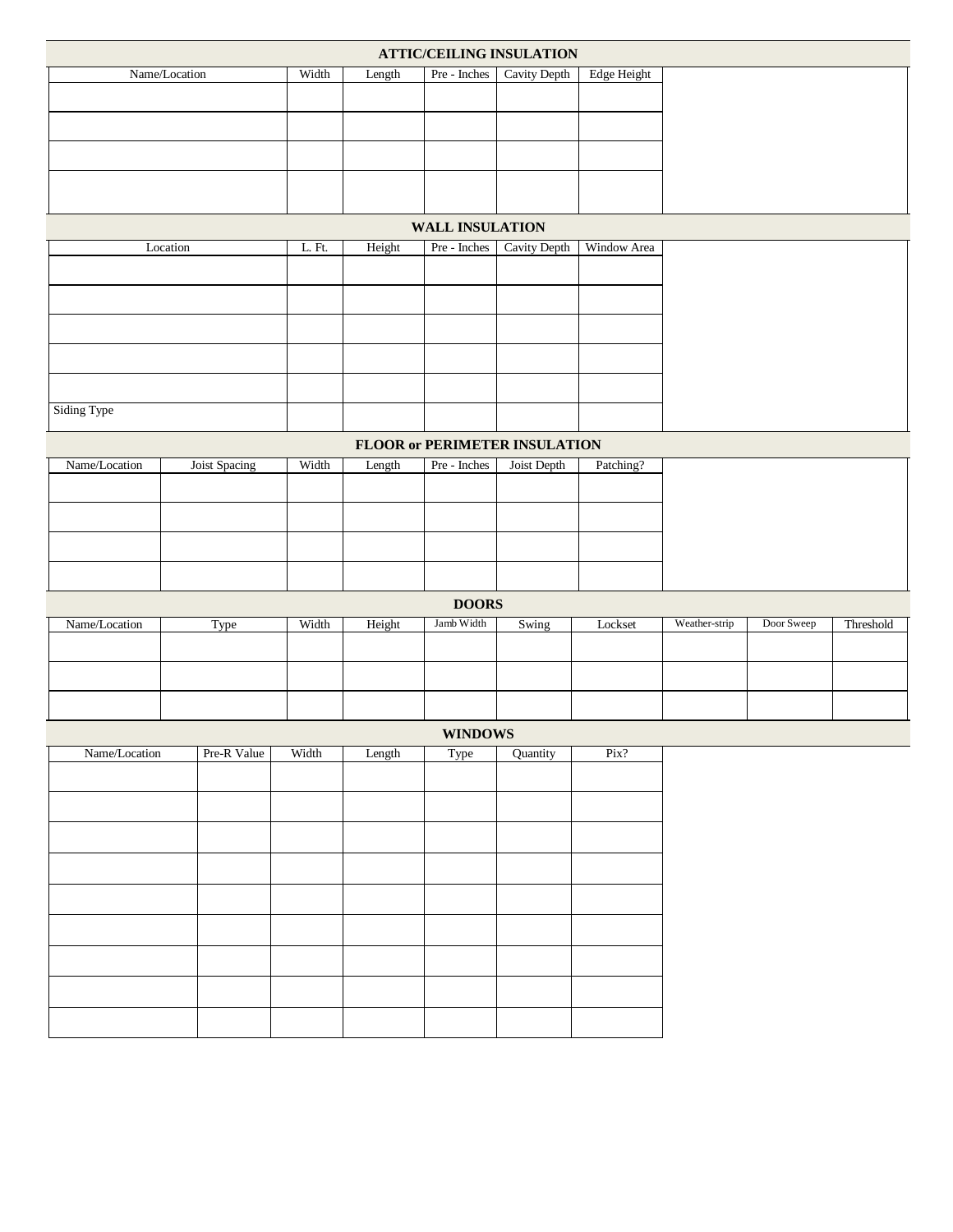## ATTIC/CEILING INSULATION

| Name/Location | Width | Length | Pre - Inches | Cavity Depth | Edge Height |
|---|---|---|---|---|---|
| | | | | | |
| | | | | | |
| | | | | | |
| | | | | | |

## WALL INSULATION

| Location | L. Ft. | Height | Pre - Inches | Cavity Depth | Window Area |
|---|---|---|---|---|---|
| | | | | | |
| | | | | | |
| | | | | | |
| | | | | | |
| | | | | | |
| Siding Type | | | | | |

## FLOOR or PERIMETER INSULATION

| Name/Location | Joist Spacing | Width | Length | Pre - Inches | Joist Depth | Patching? |
|---|---|---|---|---|---|---|
| | | | | | | |
| | | | | | | |
| | | | | | | |
| | | | | | | |

## DOORS

| Name/Location | Type | Width | Height | Jamb Width | Swing | Lockset | Weather-strip | Door Sweep | Threshold |
|---|---|---|---|---|---|---|---|---|---|
| | | | | | | | | | |
| | | | | | | | | | |
| | | | | | | | | | |

## WINDOWS

| Name/Location | Pre-R Value | Width | Length | Type | Quantity | Pix? |
|---|---|---|---|---|---|---|
| | | | | | | |
| | | | | | | |
| | | | | | | |
| | | | | | | |
| | | | | | | |
| | | | | | | |
| | | | | | | |
| | | | | | | |
| | | | | | | |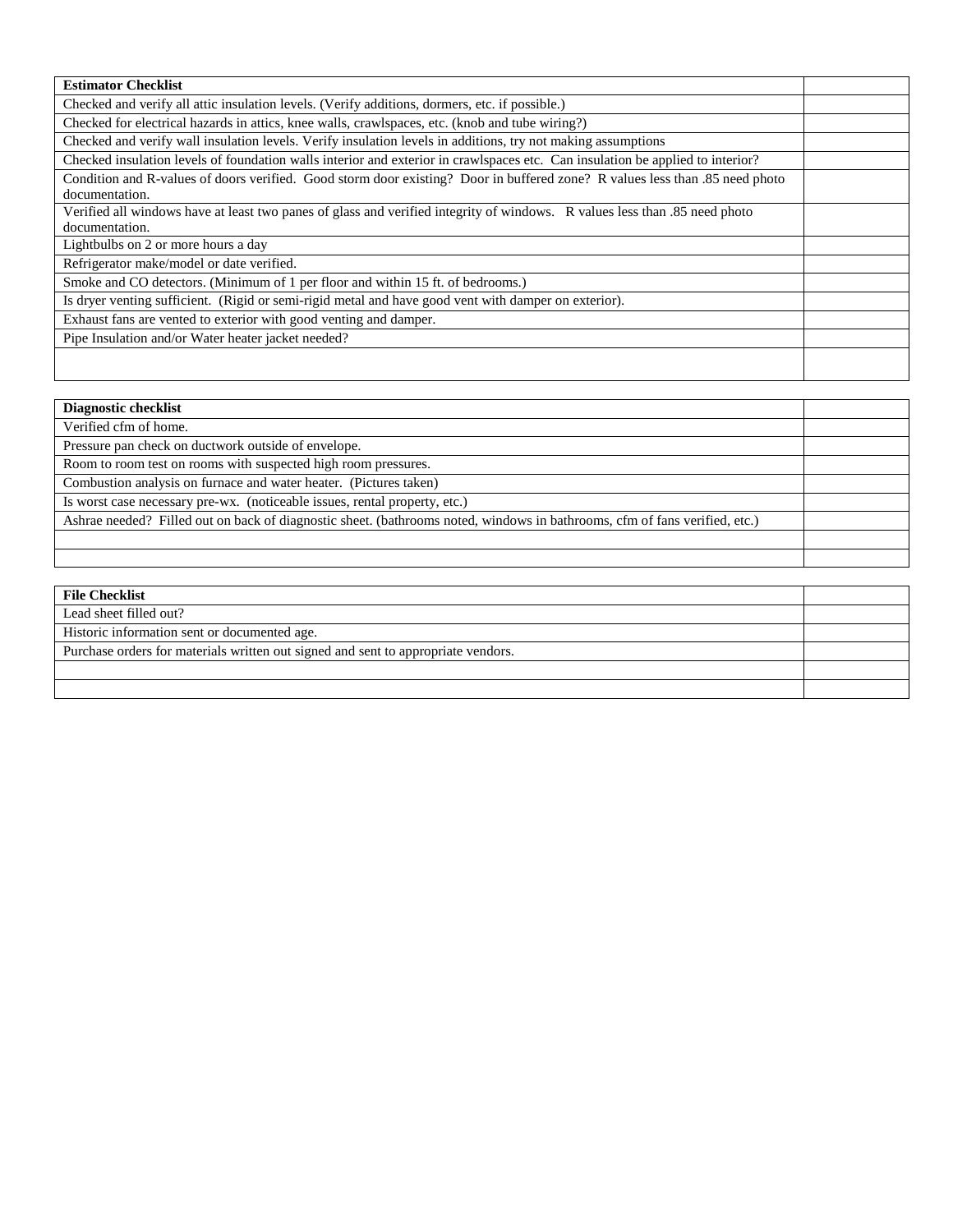| Estimator Checklist | |
|---|---|
| Checked and verify all attic insulation levels. (Verify additions, dormers, etc. if possible.) | |
| Checked for electrical hazards in attics, knee walls, crawlspaces, etc. (knob and tube wiring?) | |
| Checked and verify wall insulation levels. Verify insulation levels in additions, try not making assumptions | |
| Checked insulation levels of foundation walls interior and exterior in crawlspaces etc. Can insulation be applied to interior? | |
| Condition and R-values of doors verified. Good storm door existing? Door in buffered zone? R values less than .85 need photo documentation. | |
| Verified all windows have at least two panes of glass and verified integrity of windows. R values less than .85 need photo documentation. | |
| Lightbulbs on 2 or more hours a day | |
| Refrigerator make/model or date verified. | |
| Smoke and CO detectors. (Minimum of 1 per floor and within 15 ft. of bedrooms.) | |
| Is dryer venting sufficient. (Rigid or semi-rigid metal and have good vent with damper on exterior). | |
| Exhaust fans are vented to exterior with good venting and damper. | |
| Pipe Insulation and/or Water heater jacket needed? | |
| | |

| Diagnostic checklist | |
|---|---|
| Verified cfm of home. | |
| Pressure pan check on ductwork outside of envelope. | |
| Room to room test on rooms with suspected high room pressures. | |
| Combustion analysis on furnace and water heater. (Pictures taken) | |
| Is worst case necessary pre-wx. (noticeable issues, rental property, etc.) | |
| Ashrae needed? Filled out on back of diagnostic sheet. (bathrooms noted, windows in bathrooms, cfm of fans verified, etc.) | |
| | |
| | |

| File Checklist | |
|---|---|
| Lead sheet filled out? | |
| Historic information sent or documented age. | |
| Purchase orders for materials written out signed and sent to appropriate vendors. | |
| | |
| | |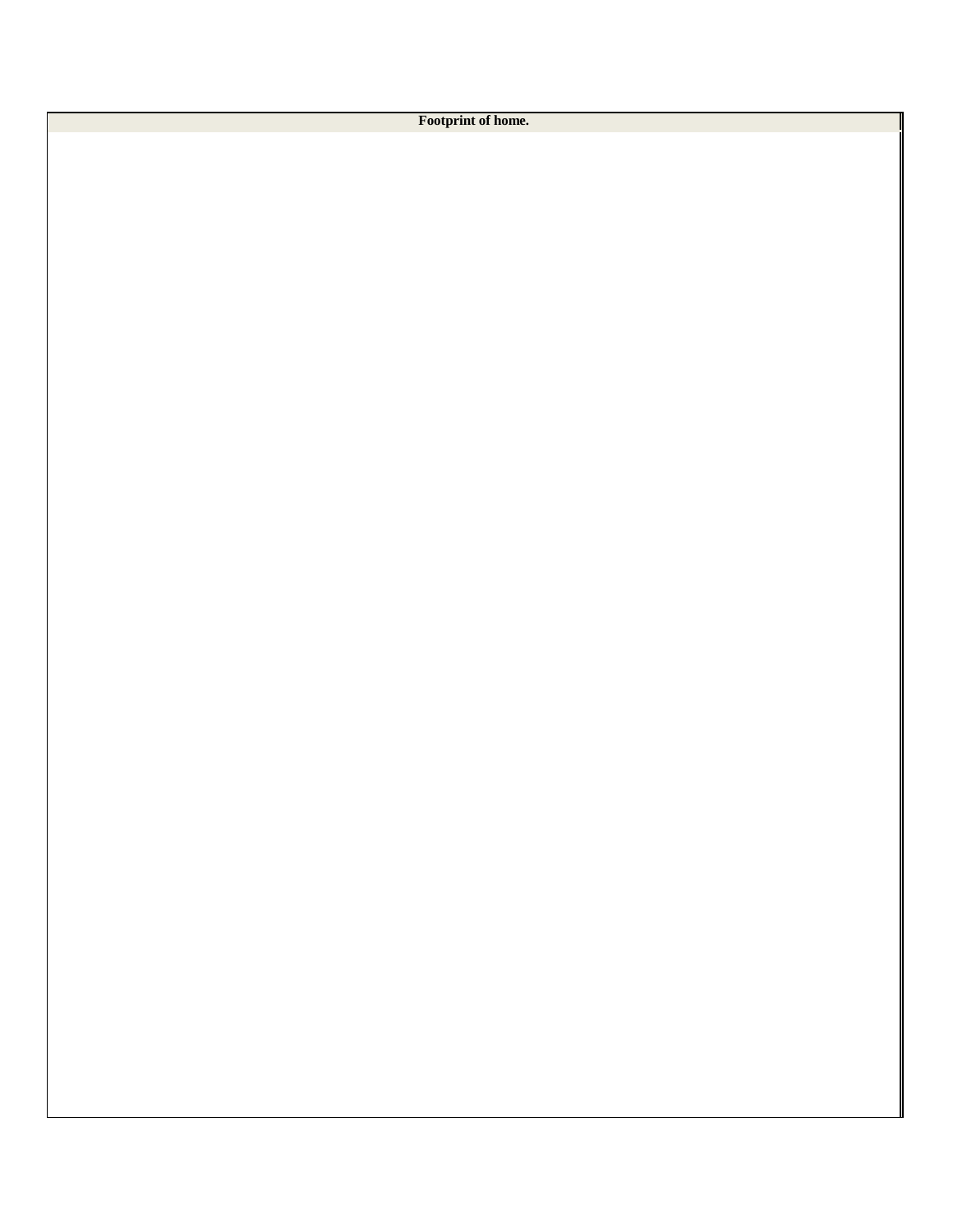| Footprint of home. |
| --- |
| |